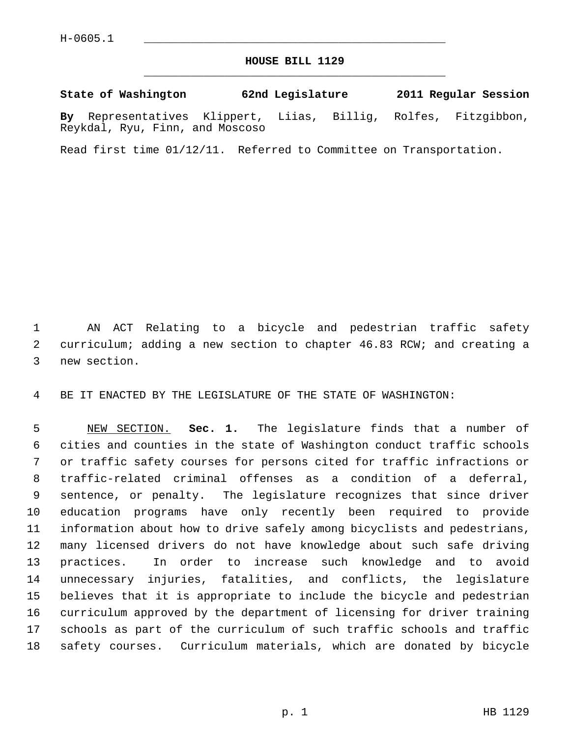H-0605.1

# HOUSE BILL 1129

**State of Washington 62nd Legislature 2011 Regular Session**

**By** Representatives Klippert, Liias, Billig, Rolfes, Fitzgibbon, Reykdal, Ryu, Finn, and Moscoso

Read first time 01/12/11. Referred to Committee on Transportation.

AN ACT Relating to a bicycle and pedestrian traffic safety curriculum; adding a new section to chapter 46.83 RCW; and creating a new section.

BE IT ENACTED BY THE LEGISLATURE OF THE STATE OF WASHINGTON:

NEW SECTION. **Sec. 1.** The legislature finds that a number of cities and counties in the state of Washington conduct traffic schools or traffic safety courses for persons cited for traffic infractions or traffic-related criminal offenses as a condition of a deferral, sentence, or penalty. The legislature recognizes that since driver education programs have only recently been required to provide information about how to drive safely among bicyclists and pedestrians, many licensed drivers do not have knowledge about such safe driving practices. In order to increase such knowledge and to avoid unnecessary injuries, fatalities, and conflicts, the legislature believes that it is appropriate to include the bicycle and pedestrian curriculum approved by the department of licensing for driver training schools as part of the curriculum of such traffic schools and traffic safety courses. Curriculum materials, which are donated by bicycle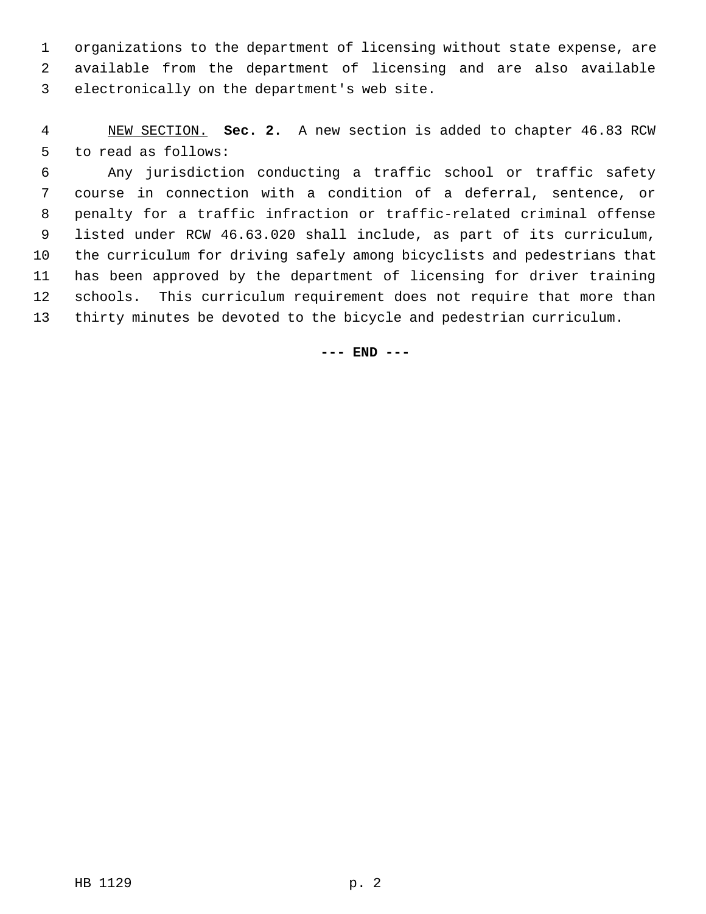organizations to the department of licensing without state expense, are available from the department of licensing and are also available electronically on the department's web site.

NEW SECTION. **Sec. 2.** A new section is added to chapter 46.83 RCW to read as follows:

Any jurisdiction conducting a traffic school or traffic safety course in connection with a condition of a deferral, sentence, or penalty for a traffic infraction or traffic-related criminal offense listed under RCW 46.63.020 shall include, as part of its curriculum, the curriculum for driving safely among bicyclists and pedestrians that has been approved by the department of licensing for driver training schools. This curriculum requirement does not require that more than thirty minutes be devoted to the bicycle and pedestrian curriculum.

**--- END ---**